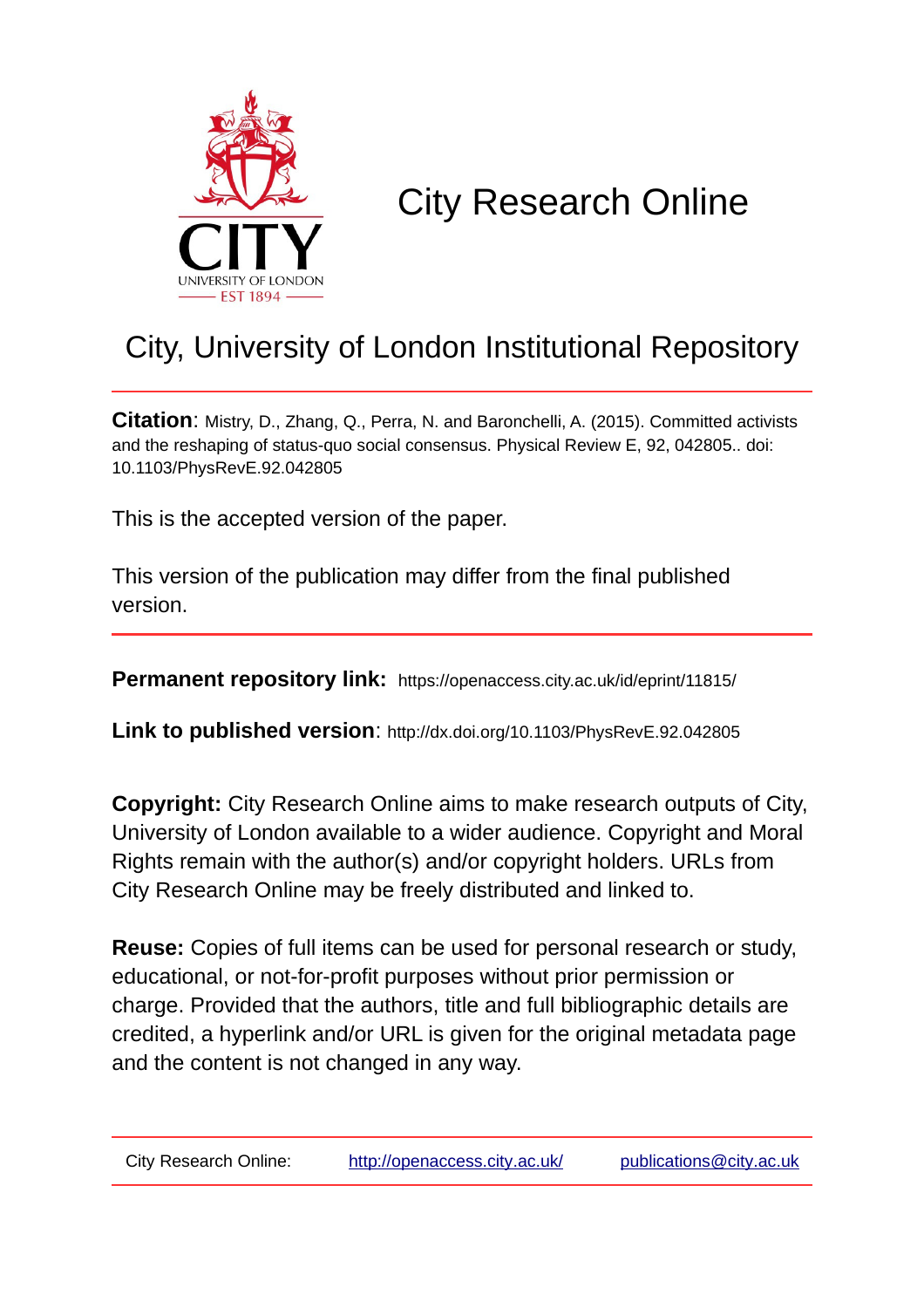# City Research Online

## City, University of London Institutional Repository

**Citation**: Mistry, D., Zhang, Q., Perra, N. and Baronchelli, A. (2015). Committed activists and the reshaping of status-quo social consensus. Physical Review E, 92, 042805.. doi: 10.1103/PhysRevE.92.042805

This is the accepted version of the paper.

This version of the publication may differ from the final published version.

**Permanent repository link:** https://openaccess.city.ac.uk/id/eprint/11815/

**Link to published version**: http://dx.doi.org/10.1103/PhysRevE.92.042805

**Copyright:** City Research Online aims to make research outputs of City, University of London available to a wider audience. Copyright and Moral Rights remain with the author(s) and/or copyright holders. URLs from City Research Online may be freely distributed and linked to.

**Reuse:** Copies of full items can be used for personal research or study, educational, or not-for-profit purposes without prior permission or charge. Provided that the authors, title and full bibliographic details are credited, a hyperlink and/or URL is given for the original metadata page and the content is not changed in any way.

City Research Online: http://openaccess.city.ac.uk/ publications@city.ac.uk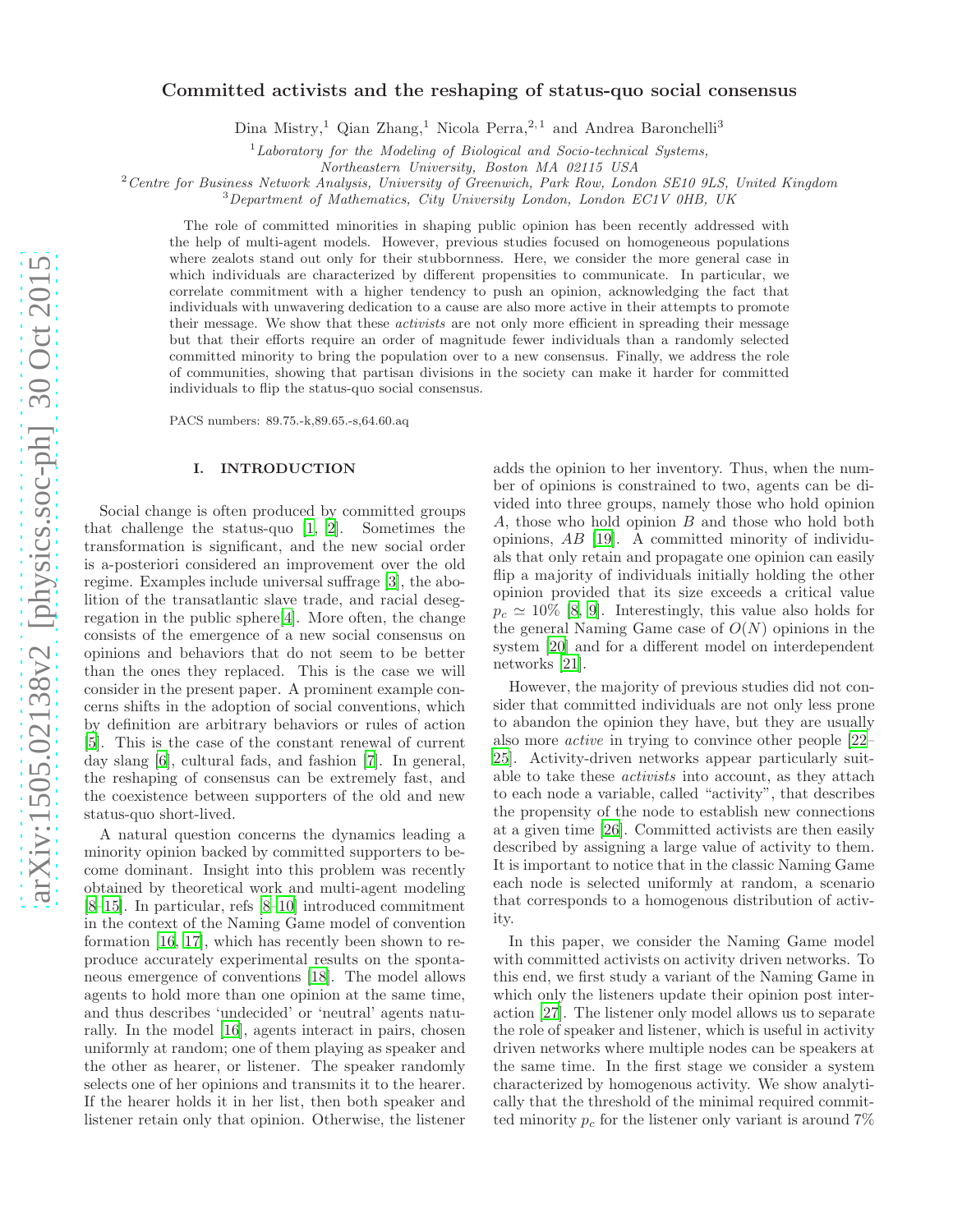# Committed activists and the reshaping of status-quo social consensus

Dina Mistry,[1] Qian Zhang,[1] Nicola Perra,[2,1] and Andrea Baronchelli[3]

[1] *Laboratory for the Modeling of Biological and Socio-technical Systems, Northeastern University, Boston MA 02115 USA*
[2] *Centre for Business Network Analysis, University of Greenwich, Park Row, London SE10 9LS, United Kingdom*
[3] *Department of Mathematics, City University London, London EC1V 0HB, UK*

The role of committed minorities in shaping public opinion has been recently addressed with the help of multi-agent models. However, previous studies focused on homogeneous populations where zealots stand out only for their stubbornness. Here, we consider the more general case in which individuals are characterized by different propensities to communicate. In particular, we correlate commitment with a higher tendency to push an opinion, acknowledging the fact that individuals with unwavering dedication to a cause are also more active in their attempts to promote their message. We show that these *activists* are not only more efficient in spreading their message but that their efforts require an order of magnitude fewer individuals than a randomly selected committed minority to bring the population over to a new consensus. Finally, we address the role of communities, showing that partisan divisions in the society can make it harder for committed individuals to flip the status-quo social consensus.

PACS numbers: 89.75.-k,89.65.-s,64.60.aq

## I. INTRODUCTION

Social change is often produced by committed groups that challenge the status-quo [1, 2]. Sometimes the transformation is significant, and the new social order is a-posteriori considered an improvement over the old regime. Examples include universal suffrage [3], the abolition of the transatlantic slave trade, and racial desegregation in the public sphere[4]. More often, the change consists of the emergence of a new social consensus on opinions and behaviors that do not seem to be better than the ones they replaced. This is the case we will consider in the present paper. A prominent example concerns shifts in the adoption of social conventions, which by definition are arbitrary behaviors or rules of action [5]. This is the case of the constant renewal of current day slang [6], cultural fads, and fashion [7]. In general, the reshaping of consensus can be extremely fast, and the coexistence between supporters of the old and new status-quo short-lived.

A natural question concerns the dynamics leading a minority opinion backed by committed supporters to become dominant. Insight into this problem was recently obtained by theoretical work and multi-agent modeling [8–15]. In particular, refs [8–10] introduced commitment in the context of the Naming Game model of convention formation [16, 17], which has recently been shown to reproduce accurately experimental results on the spontaneous emergence of conventions [18]. The model allows agents to hold more than one opinion at the same time, and thus describes 'undecided' or 'neutral' agents naturally. In the model [16], agents interact in pairs, chosen uniformly at random; one of them playing as speaker and the other as hearer, or listener. The speaker randomly selects one of her opinions and transmits it to the hearer. If the hearer holds it in her list, then both speaker and listener retain only that opinion. Otherwise, the listener adds the opinion to her inventory. Thus, when the number of opinions is constrained to two, agents can be divided into three groups, namely those who hold opinion $A$, those who hold opinion $B$ and those who hold both opinions, $AB$ [19]. A committed minority of individuals that only retain and propagate one opinion can easily flip a majority of individuals initially holding the other opinion provided that its size exceeds a critical value $p_c \simeq 10\%$ [8, 9]. Interestingly, this value also holds for the general Naming Game case of $O(N)$ opinions in the system [20] and for a different model on interdependent networks [21].

However, the majority of previous studies did not consider that committed individuals are not only less prone to abandon the opinion they have, but they are usually also more *active* in trying to convince other people [22–25]. Activity-driven networks appear particularly suitable to take these *activists* into account, as they attach to each node a variable, called "activity", that describes the propensity of the node to establish new connections at a given time [26]. Committed activists are then easily described by assigning a large value of activity to them. It is important to notice that in the classic Naming Game each node is selected uniformly at random, a scenario that corresponds to a homogenous distribution of activity.

In this paper, we consider the Naming Game model with committed activists on activity driven networks. To this end, we first study a variant of the Naming Game in which only the listeners update their opinion post interaction [27]. The listener only model allows us to separate the role of speaker and listener, which is useful in activity driven networks where multiple nodes can be speakers at the same time. In the first stage we consider a system characterized by homogenous activity. We show analytically that the threshold of the minimal required committed minority $p_c$ for the listener only variant is around 7%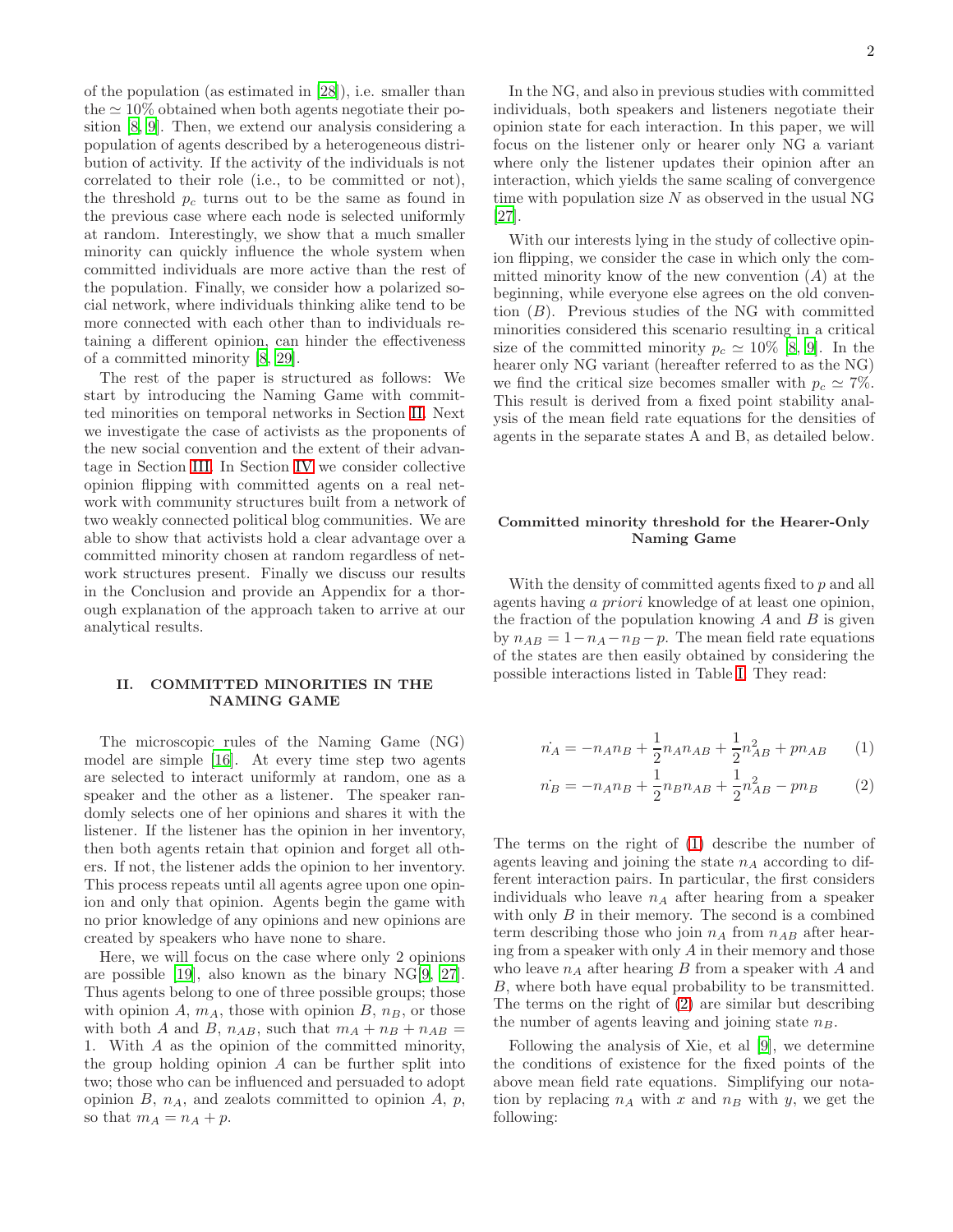of the population (as estimated in [28]), i.e. smaller than the $\simeq 10\%$ obtained when both agents negotiate their position [8, 9]. Then, we extend our analysis considering a population of agents described by a heterogeneous distribution of activity. If the activity of the individuals is not correlated to their role (i.e., to be committed or not), the threshold $p_c$ turns out to be the same as found in the previous case where each node is selected uniformly at random. Interestingly, we show that a much smaller minority can quickly influence the whole system when committed individuals are more active than the rest of the population. Finally, we consider how a polarized social network, where individuals thinking alike tend to be more connected with each other than to individuals retaining a different opinion, can hinder the effectiveness of a committed minority [8, 29].

The rest of the paper is structured as follows: We start by introducing the Naming Game with committed minorities on temporal networks in Section II. Next we investigate the case of activists as the proponents of the new social convention and the extent of their advantage in Section III. In Section IV we consider collective opinion flipping with committed agents on a real network with community structures built from a network of two weakly connected political blog communities. We are able to show that activists hold a clear advantage over a committed minority chosen at random regardless of network structures present. Finally we discuss our results in the Conclusion and provide an Appendix for a thorough explanation of the approach taken to arrive at our analytical results.

## II. COMMITTED MINORITIES IN THE NAMING GAME

The microscopic rules of the Naming Game (NG) model are simple [16]. At every time step two agents are selected to interact uniformly at random, one as a speaker and the other as a listener. The speaker randomly selects one of her opinions and shares it with the listener. If the listener has the opinion in her inventory, then both agents retain that opinion and forget all others. If not, the listener adds the opinion to her inventory. This process repeats until all agents agree upon one opinion and only that opinion. Agents begin the game with no prior knowledge of any opinions and new opinions are created by speakers who have none to share.

Here, we will focus on the case where only 2 opinions are possible [19], also known as the binary NG[9, 27]. Thus agents belong to one of three possible groups; those with opinion $A$, $m_A$, those with opinion $B$, $n_B$, or those with both $A$ and $B$, $n_{AB}$, such that $m_A + n_B + n_{AB} = 1$. With $A$ as the opinion of the committed minority, the group holding opinion $A$ can be further split into two; those who can be influenced and persuaded to adopt opinion $B$, $n_A$, and zealots committed to opinion $A$, $p$, so that $m_A = n_A + p$.

In the NG, and also in previous studies with committed individuals, both speakers and listeners negotiate their opinion state for each interaction. In this paper, we will focus on the listener only or hearer only NG a variant where only the listener updates their opinion after an interaction, which yields the same scaling of convergence time with population size $N$ as observed in the usual NG [27].

With our interests lying in the study of collective opinion flipping, we consider the case in which only the committed minority know of the new convention ($A$) at the beginning, while everyone else agrees on the old convention ($B$). Previous studies of the NG with committed minorities considered this scenario resulting in a critical size of the committed minority $p_c \simeq 10\%$ [8, 9]. In the hearer only NG variant (hereafter referred to as the NG) we find the critical size becomes smaller with $p_c \simeq 7\%$. This result is derived from a fixed point stability analysis of the mean field rate equations for the densities of agents in the separate states A and B, as detailed below.

### Committed minority threshold for the Hearer-Only Naming Game

With the density of committed agents fixed to $p$ and all agents having *a priori* knowledge of at least one opinion, the fraction of the population knowing $A$ and $B$ is given by $n_{AB} = 1 - n_A - n_B - p$. The mean field rate equations of the states are then easily obtained by considering the possible interactions listed in Table I. They read:

$$\dot{n_A} = -n_A n_B + \frac{1}{2} n_A n_{AB} + \frac{1}{2} n_{AB}^2 + p n_{AB} \qquad (1)$$

$$\dot{n_B} = -n_A n_B + \frac{1}{2} n_B n_{AB} + \frac{1}{2} n_{AB}^2 - p n_B \qquad (2)$$

The terms on the right of (1) describe the number of agents leaving and joining the state $n_A$ according to different interaction pairs. In particular, the first considers individuals who leave $n_A$ after hearing from a speaker with only $B$ in their memory. The second is a combined term describing those who join $n_A$ from $n_{AB}$ after hearing from a speaker with only $A$ in their memory and those who leave $n_A$ after hearing $B$ from a speaker with $A$ and $B$, where both have equal probability to be transmitted. The terms on the right of (2) are similar but describing the number of agents leaving and joining state $n_B$.

Following the analysis of Xie, et al [9], we determine the conditions of existence for the fixed points of the above mean field rate equations. Simplifying our notation by replacing $n_A$ with $x$ and $n_B$ with $y$, we get the following: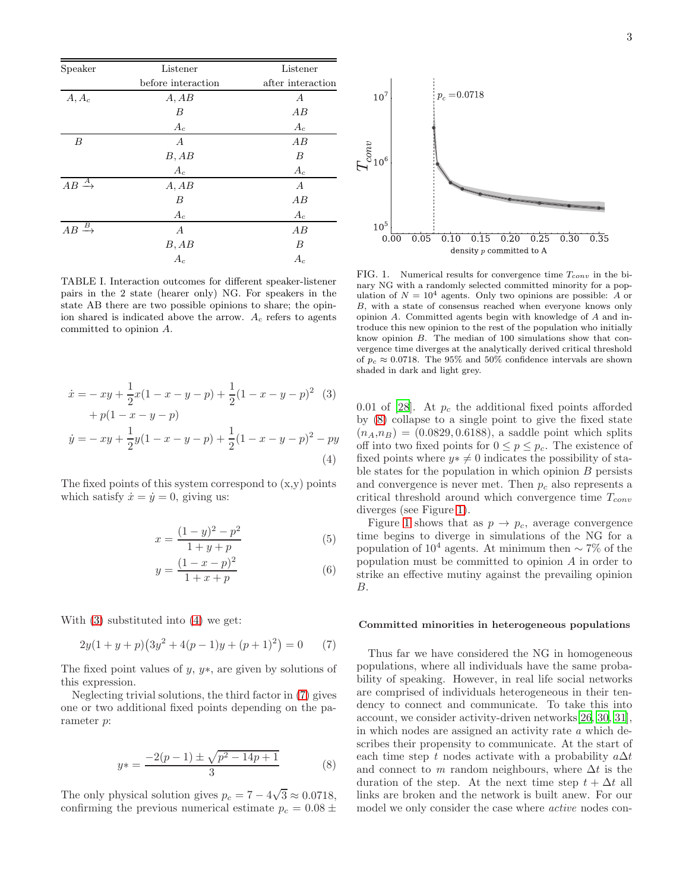| Speaker | Listener before interaction | Listener after interaction |
|---|---|---|
| $A, A_c$ | $A, AB$ | $A$ |
| | $B$ | $AB$ |
| | $A_c$ | $A_c$ |
| $B$ | $A$ | $AB$ |
| | $B, AB$ | $B$ |
| | $A_c$ | $A_c$ |
| $AB \xrightarrow{A}$ | $A, AB$ | $A$ |
| | $B$ | $AB$ |
| | $A_c$ | $A_c$ |
| $AB \xrightarrow{B}$ | $A$ | $AB$ |
| | $B, AB$ | $B$ |
| | $A_c$ | $A_c$ |

TABLE I. Interaction outcomes for different speaker-listener pairs in the 2 state (hearer only) NG. For speakers in the state AB there are two possible opinions to share; the opinion shared is indicated above the arrow. $A_c$ refers to agents committed to opinion $A$.

$$\begin{aligned}\dot{x} =& -xy + \frac{1}{2}x(1-x-y-p) + \frac{1}{2}(1-x-y-p)^2 \quad (3)\\ &+ p(1-x-y-p)\end{aligned}$$

$$\dot{y} = -xy + \frac{1}{2}y(1-x-y-p) + \frac{1}{2}(1-x-y-p)^2 - py \quad (4)$$

The fixed points of this system correspond to (x,y) points which satisfy $\dot{x} = \dot{y} = 0$, giving us:

$$x = \frac{(1-y)^2 - p^2}{1+y+p} \quad (5)$$

$$y = \frac{(1-x-p)^2}{1+x+p} \quad (6)$$

With (3) substituted into (4) we get:

$$2y(1+y+p)\big(3y^2 + 4(p-1)y + (p+1)^2\big) = 0 \quad (7)$$

The fixed point values of $y$, $y*$, are given by solutions of this expression.

Neglecting trivial solutions, the third factor in (7) gives one or two additional fixed points depending on the parameter $p$:

$$y* = \frac{-2(p-1) \pm \sqrt{p^2 - 14p + 1}}{3} \quad (8)$$

The only physical solution gives $p_c = 7 - 4\sqrt{3} \approx 0.0718$, confirming the previous numerical estimate $p_c = 0.08 \pm 0.01$ of [28]. At $p_c$ the additional fixed points afforded by (8) collapse to a single point to give the fixed state $(n_A, n_B) = (0.0829, 0.6188)$, a saddle point which splits off into two fixed points for $0 \leq p \leq p_c$. The existence of fixed points where $y* \neq 0$ indicates the possibility of stable states for the population in which opinion $B$ persists and convergence is never met. Then $p_c$ also represents a critical threshold around which convergence time $T_{conv}$ diverges (see Figure 1).

FIG. 1. Numerical results for convergence time $T_{conv}$ in the binary NG with a randomly selected committed minority for a population of $N = 10^4$ agents. Only two opinions are possible: $A$ or $B$, with a state of consensus reached when everyone knows only opinion $A$. Committed agents begin with knowledge of $A$ and introduce this new opinion to the rest of the population who initially know opinion $B$. The median of 100 simulations show that convergence time diverges at the analytically derived critical threshold of $p_c \approx 0.0718$. The 95% and 50% confidence intervals are shown shaded in dark and light grey.

Figure 1 shows that as $p \to p_c$, average convergence time begins to diverge in simulations of the NG for a population of $10^4$ agents. At minimum then $\sim 7\%$ of the population must be committed to opinion $A$ in order to strike an effective mutiny against the prevailing opinion $B$.

### Committed minorities in heterogeneous populations

Thus far we have considered the NG in homogeneous populations, where all individuals have the same probability of speaking. However, in real life social networks are comprised of individuals heterogeneous in their tendency to connect and communicate. To take this into account, we consider activity-driven networks[26, 30, 31], in which nodes are assigned an activity rate $a$ which describes their propensity to communicate. At the start of each time step $t$ nodes activate with a probability $a\Delta t$ and connect to $m$ random neighbours, where $\Delta t$ is the duration of the step. At the next time step $t + \Delta t$ all links are broken and the network is built anew. For our model we only consider the case where *active* nodes con-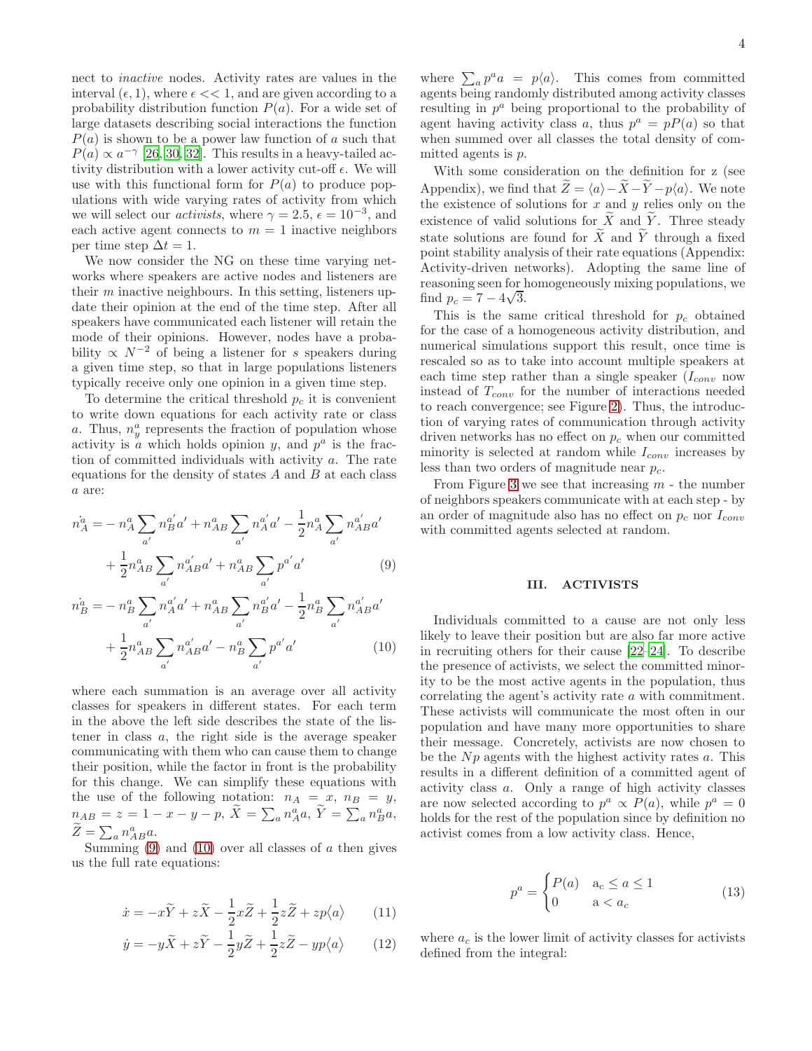nect to *inactive* nodes. Activity rates are values in the interval $(\epsilon, 1)$, where $\epsilon << 1$, and are given according to a probability distribution function $P(a)$. For a wide set of large datasets describing social interactions the function $P(a)$ is shown to be a power law function of $a$ such that $P(a) \propto a^{-\gamma}$ [26, 30, 32]. This results in a heavy-tailed activity distribution with a lower activity cut-off $\epsilon$. We will use with this functional form for $P(a)$ to produce populations with wide varying rates of activity from which we will select our *activists*, where $\gamma = 2.5$, $\epsilon = 10^{-3}$, and each active agent connects to $m = 1$ inactive neighbors per time step $\Delta t = 1$.

We now consider the NG on these time varying networks where speakers are active nodes and listeners are their $m$ inactive neighbours. In this setting, listeners update their opinion at the end of the time step. After all speakers have communicated each listener will retain the mode of their opinions. However, nodes have a probability $\propto N^{-2}$ of being a listener for $s$ speakers during a given time step, so that in large populations listeners typically receive only one opinion in a given time step.

To determine the critical threshold $p_c$ it is convenient to write down equations for each activity rate or class $a$. Thus, $n^a_y$ represents the fraction of population whose activity is $a$ which holds opinion $y$, and $p^a$ is the fraction of committed individuals with activity $a$. The rate equations for the density of states $A$ and $B$ at each class $a$ are:

$$
\begin{aligned}
\dot{n^a_A} =& - n^a_A \sum_{a'} n^{a'}_B a' + n^a_{AB} \sum_{a'} n^{a'}_A a' - \frac{1}{2} n^a_A \sum_{a'} n^{a'}_{AB} a' \\
&+ \frac{1}{2} n^a_{AB} \sum_{a'} n^{a'}_{AB} a' + n^a_{AB} \sum_{a'} p^{a'} a'
\end{aligned} \tag{9}
$$

$$
\begin{aligned}
\dot{n^a_B} =& - n^a_B \sum_{a'} n^{a'}_A a' + n^a_{AB} \sum_{a'} n^{a'}_B a' - \frac{1}{2} n^a_B \sum_{a'} n^{a'}_{AB} a' \\
&+ \frac{1}{2} n^a_{AB} \sum_{a'} n^{a'}_{AB} a' - n^a_B \sum_{a'} p^{a'} a'
\end{aligned} \tag{10}
$$

where each summation is an average over all activity classes for speakers in different states. For each term in the above the left side describes the state of the listener in class $a$, the right side is the average speaker communicating with them who can cause them to change their position, while the factor in front is the probability for this change. We can simplify these equations with the use of the following notation: $n_A = x$, $n_B = y$, $n_{AB} = z = 1 - x - y - p$, $\widetilde{X} = \sum_a n^a_A a$, $\widetilde{Y} = \sum_a n^a_B a$, $\widetilde{Z} = \sum_a n^a_{AB} a$.

Summing (9) and (10) over all classes of $a$ then gives us the full rate equations:

$$\dot{x} = -x\widetilde{Y} + z\widetilde{X} - \frac{1}{2} x\widetilde{Z} + \frac{1}{2} z\widetilde{Z} + zp\langle a\rangle \tag{11}$$

$$\dot{y} = -y\widetilde{X} + z\widetilde{Y} - \frac{1}{2} y\widetilde{Z} + \frac{1}{2} z\widetilde{Z} - yp\langle a\rangle \tag{12}$$

where $\sum_a p^a a = p\langle a\rangle$. This comes from committed agents being randomly distributed among activity classes resulting in $p^a$ being proportional to the probability of agent having activity class $a$, thus $p^a = pP(a)$ so that when summed over all classes the total density of committed agents is $p$.

With some consideration on the definition for z (see Appendix), we find that $\widetilde{Z} = \langle a\rangle - \widetilde{X} - \widetilde{Y} - p\langle a\rangle$. We note the existence of solutions for $x$ and $y$ relies only on the existence of valid solutions for $\widetilde{X}$ and $\widetilde{Y}$. Three steady state solutions are found for $\widetilde{X}$ and $\widetilde{Y}$ through a fixed point stability analysis of their rate equations (Appendix: Activity-driven networks). Adopting the same line of reasoning seen for homogeneously mixing populations, we find $p_c = 7 - 4\sqrt{3}$.

This is the same critical threshold for $p_c$ obtained for the case of a homogeneous activity distribution, and numerical simulations support this result, once time is rescaled so as to take into account multiple speakers at each time step rather than a single speaker ($I_{conv}$ now instead of $T_{conv}$ for the number of interactions needed to reach convergence; see Figure 2). Thus, the introduction of varying rates of communication through activity driven networks has no effect on $p_c$ when our committed minority is selected at random while $I_{conv}$ increases by less than two orders of magnitude near $p_c$.

From Figure 3 we see that increasing $m$ - the number of neighbors speakers communicate with at each step - by an order of magnitude also has no effect on $p_c$ nor $I_{conv}$ with committed agents selected at random.

## III. ACTIVISTS

Individuals committed to a cause are not only less likely to leave their position but are also far more active in recruiting others for their cause [22–24]. To describe the presence of activists, we select the committed minority to be the most active agents in the population, thus correlating the agent's activity rate $a$ with commitment. These activists will communicate the most often in our population and have many more opportunities to share their message. Concretely, activists are now chosen to be the $Np$ agents with the highest activity rates $a$. This results in a different definition of a committed agent of activity class $a$. Only a range of high activity classes are now selected according to $p^a \propto P(a)$, while $p^a = 0$ holds for the rest of the population since by definition no activist comes from a low activity class. Hence,

$$p^a = \begin{cases} P(a) & a_c \le a \le 1 \\ 0 & a < a_c \end{cases} \tag{13}$$

where $a_c$ is the lower limit of activity classes for activists defined from the integral: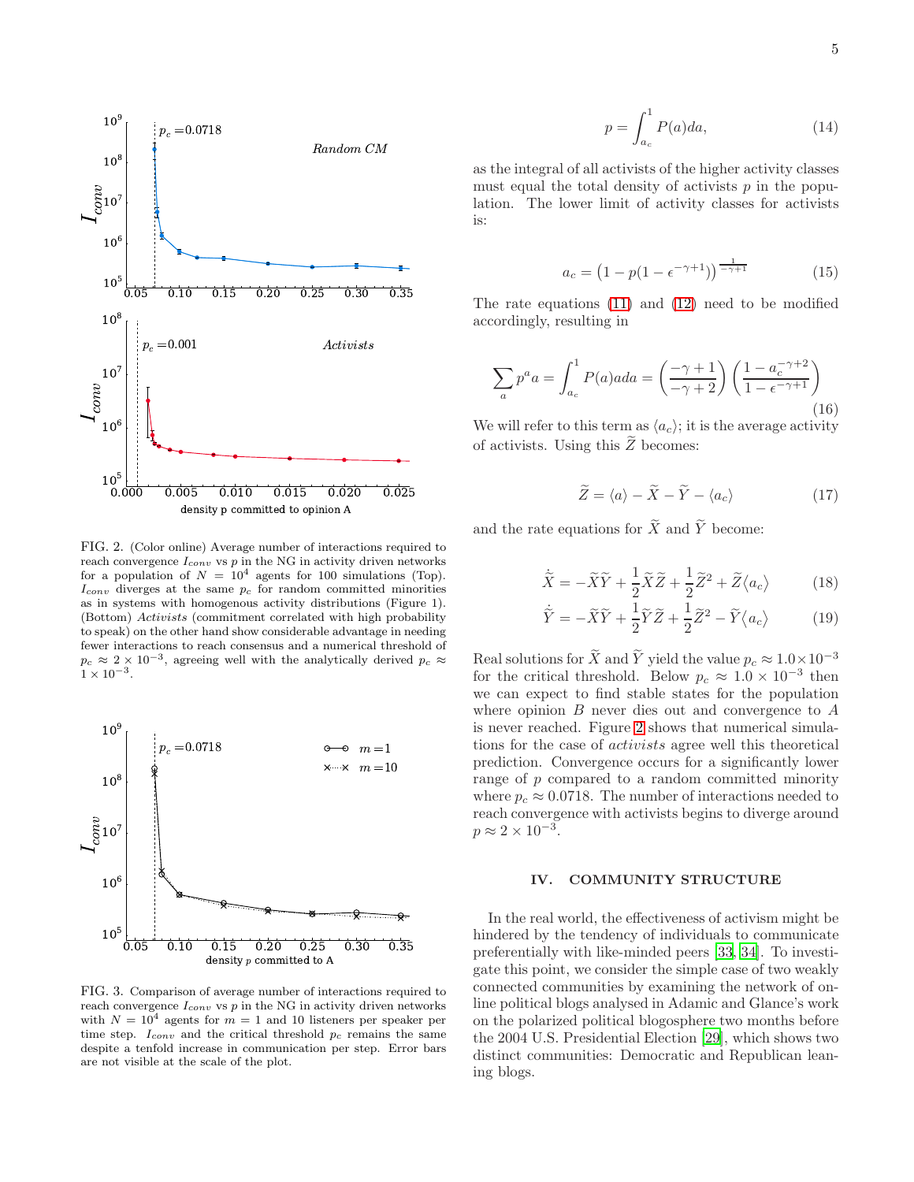FIG. 2. (Color online) Average number of interactions required to reach convergence $I_{conv}$ vs $p$ in the NG in activity driven networks for a population of $N = 10^4$ agents for 100 simulations (Top). $I_{conv}$ diverges at the same $p_c$ for random committed minorities as in systems with homogenous activity distributions (Figure 1). (Bottom) *Activists* (commitment correlated with high probability to speak) on the other hand show considerable advantage in needing fewer interactions to reach consensus and a numerical threshold of $p_c \approx 2 \times 10^{-3}$, agreeing well with the analytically derived $p_c \approx 1 \times 10^{-3}$.

FIG. 3. Comparison of average number of interactions required to reach convergence $I_{conv}$ vs $p$ in the NG in activity driven networks with $N = 10^4$ agents for $m = 1$ and 10 listeners per speaker per time step. $I_{conv}$ and the critical threshold $p_c$ remains the same despite a tenfold increase in communication per step. Error bars are not visible at the scale of the plot.

$$p = \int_{a_c}^{1} P(a)da, \tag{14}$$

as the integral of all activists of the higher activity classes must equal the total density of activists $p$ in the population. The lower limit of activity classes for activists is:

$$a_c = \left(1 - p(1 - \epsilon^{-\gamma+1})\right)^{\frac{1}{-\gamma+1}} \tag{15}$$

The rate equations (11) and (12) need to be modified accordingly, resulting in

$$\sum_a p^a a = \int_{a_c}^{1} P(a)ada = \left(\frac{-\gamma+1}{-\gamma+2}\right)\left(\frac{1 - a_c^{-\gamma+2}}{1 - \epsilon^{-\gamma+1}}\right) \tag{16}$$

We will refer to this term as $\langle a_c \rangle$; it is the average activity of activists. Using this $\widetilde{Z}$ becomes:

$$\widetilde{Z} = \langle a \rangle - \widetilde{X} - \widetilde{Y} - \langle a_c \rangle \tag{17}$$

and the rate equations for $\widetilde{X}$ and $\widetilde{Y}$ become:

$$\dot{\widetilde{X}} = -\widetilde{X}\widetilde{Y} + \frac{1}{2}\widetilde{X}\widetilde{Z} + \frac{1}{2}\widetilde{Z}^2 + \widetilde{Z}\langle a_c \rangle \tag{18}$$

$$\dot{\widetilde{Y}} = -\widetilde{X}\widetilde{Y} + \frac{1}{2}\widetilde{Y}\widetilde{Z} + \frac{1}{2}\widetilde{Z}^2 - \widetilde{Y}\langle a_c \rangle \tag{19}$$

Real solutions for $\widetilde{X}$ and $\widetilde{Y}$ yield the value $p_c \approx 1.0 \times 10^{-3}$ for the critical threshold. Below $p_c \approx 1.0 \times 10^{-3}$ then we can expect to find stable states for the population where opinion $B$ never dies out and convergence to $A$ is never reached. Figure 2 shows that numerical simulations for the case of *activists* agree well this theoretical prediction. Convergence occurs for a significantly lower range of $p$ compared to a random committed minority where $p_c \approx 0.0718$. The number of interactions needed to reach convergence with activists begins to diverge around $p \approx 2 \times 10^{-3}$.

## IV. COMMUNITY STRUCTURE

In the real world, the effectiveness of activism might be hindered by the tendency of individuals to communicate preferentially with like-minded peers [33, 34]. To investigate this point, we consider the simple case of two weakly connected communities by examining the network of online political blogs analysed in Adamic and Glance's work on the polarized political blogosphere two months before the 2004 U.S. Presidential Election [29], which shows two distinct communities: Democratic and Republican leaning blogs.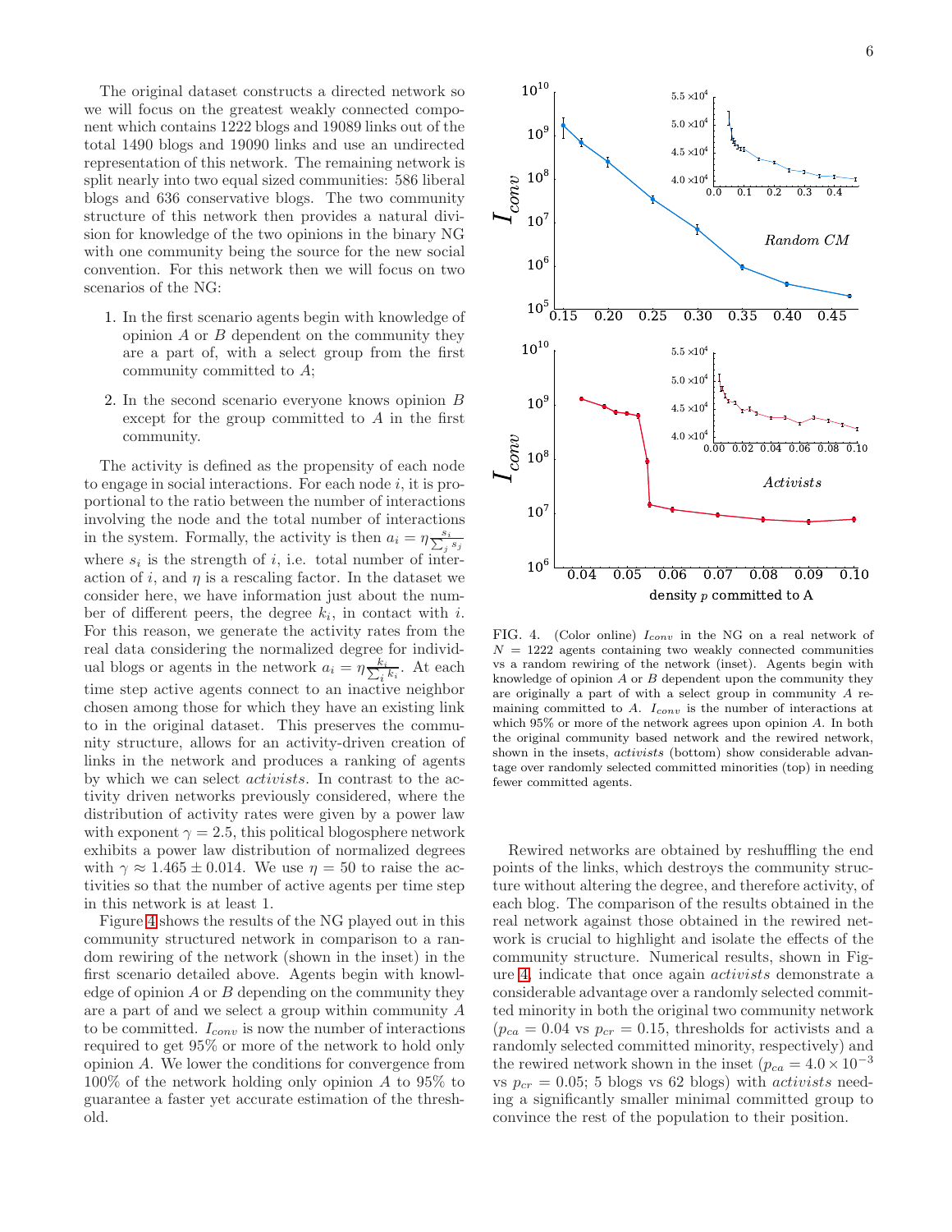The original dataset constructs a directed network so we will focus on the greatest weakly connected component which contains 1222 blogs and 19089 links out of the total 1490 blogs and 19090 links and use an undirected representation of this network. The remaining network is split nearly into two equal sized communities: 586 liberal blogs and 636 conservative blogs. The two community structure of this network then provides a natural division for knowledge of the two opinions in the binary NG with one community being the source for the new social convention. For this network then we will focus on two scenarios of the NG:

1. In the first scenario agents begin with knowledge of opinion $A$ or $B$ dependent on the community they are a part of, with a select group from the first community committed to $A$;

2. In the second scenario everyone knows opinion $B$ except for the group committed to $A$ in the first community.

The activity is defined as the propensity of each node to engage in social interactions. For each node $i$, it is proportional to the ratio between the number of interactions involving the node and the total number of interactions in the system. Formally, the activity is then $a_i = \eta \frac{s_i}{\sum_j s_j}$ where $s_i$ is the strength of $i$, i.e. total number of interaction of $i$, and $\eta$ is a rescaling factor. In the dataset we consider here, we have information just about the number of different peers, the degree $k_i$, in contact with $i$. For this reason, we generate the activity rates from the real data considering the normalized degree for individual blogs or agents in the network $a_i = \eta \frac{k_i}{\sum_i k_i}$. At each time step active agents connect to an inactive neighbor chosen among those for which they have an existing link to in the original dataset. This preserves the community structure, allows for an activity-driven creation of links in the network and produces a ranking of agents by which we can select *activists*. In contrast to the activity driven networks previously considered, where the distribution of activity rates were given by a power law with exponent $\gamma = 2.5$, this political blogosphere network exhibits a power law distribution of normalized degrees with $\gamma \approx 1.465 \pm 0.014$. We use $\eta = 50$ to raise the activities so that the number of active agents per time step in this network is at least 1.

Figure 4 shows the results of the NG played out in this community structured network in comparison to a random rewiring of the network (shown in the inset) in the first scenario detailed above. Agents begin with knowledge of opinion $A$ or $B$ depending on the community they are a part of and we select a group within community $A$ to be committed. $I_{conv}$ is now the number of interactions required to get 95% or more of the network to hold only opinion $A$. We lower the conditions for convergence from 100% of the network holding only opinion $A$ to 95% to guarantee a faster yet accurate estimation of the threshold.

FIG. 4. (Color online) $I_{conv}$ in the NG on a real network of $N = 1222$ agents containing two weakly connected communities vs a random rewiring of the network (inset). Agents begin with knowledge of opinion $A$ or $B$ dependent upon the community they are originally a part of with a select group in community $A$ remaining committed to $A$. $I_{conv}$ is the number of interactions at which 95% or more of the network agrees upon opinion $A$. In both the original community based network and the rewired network, shown in the insets, *activists* (bottom) show considerable advantage over randomly selected committed minorities (top) in needing fewer committed agents.

Rewired networks are obtained by reshuffling the end points of the links, which destroys the community structure without altering the degree, and therefore activity, of each blog. The comparison of the results obtained in the real network against those obtained in the rewired network is crucial to highlight and isolate the effects of the community structure. Numerical results, shown in Figure 4, indicate that once again *activists* demonstrate a considerable advantage over a randomly selected committed minority in both the original two community network ($p_{ca} = 0.04$ vs $p_{cr} = 0.15$, thresholds for activists and a randomly selected committed minority, respectively) and the rewired network shown in the inset ($p_{ca} = 4.0 \times 10^{-3}$ vs $p_{cr} = 0.05$; 5 blogs vs 62 blogs) with *activists* needing a significantly smaller minimal committed group to convince the rest of the population to their position.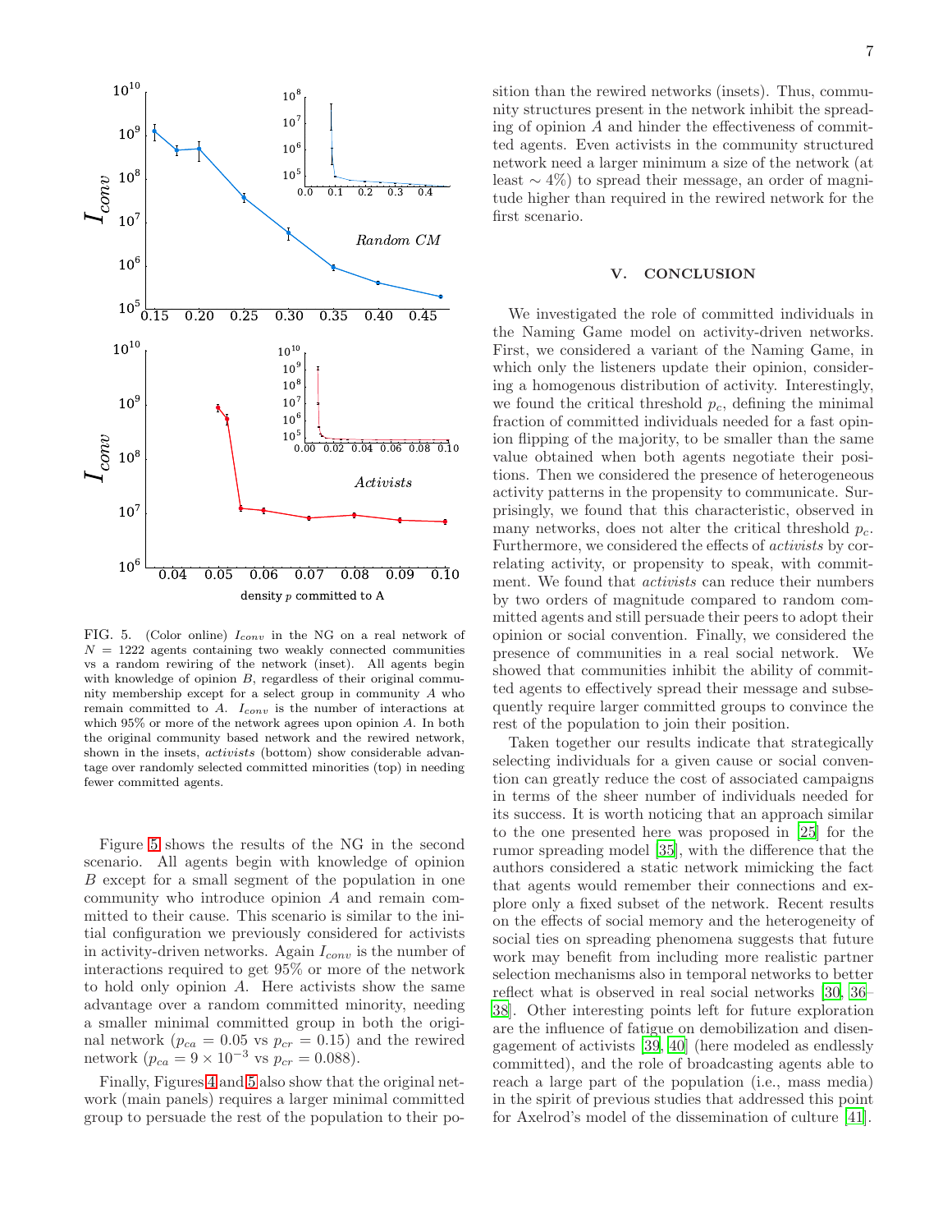FIG. 5. (Color online) $I_{conv}$ in the NG on a real network of $N = 1222$ agents containing two weakly connected communities vs a random rewiring of the network (inset). All agents begin with knowledge of opinion $B$, regardless of their original community membership except for a select group in community $A$ who remain committed to $A$. $I_{conv}$ is the number of interactions at which 95% or more of the network agrees upon opinion $A$. In both the original community based network and the rewired network, shown in the insets, *activists* (bottom) show considerable advantage over randomly selected committed minorities (top) in needing fewer committed agents.

Figure 5 shows the results of the NG in the second scenario. All agents begin with knowledge of opinion $B$ except for a small segment of the population in one community who introduce opinion $A$ and remain committed to their cause. This scenario is similar to the initial configuration we previously considered for activists in activity-driven networks. Again $I_{conv}$ is the number of interactions required to get 95% or more of the network to hold only opinion $A$. Here activists show the same advantage over a random committed minority, needing a smaller minimal committed group in both the original network ($p_{ca} = 0.05$ vs $p_{cr} = 0.15$) and the rewired network ($p_{ca} = 9 \times 10^{-3}$ vs $p_{cr} = 0.088$).

Finally, Figures 4 and 5 also show that the original network (main panels) requires a larger minimal committed group to persuade the rest of the population to their position than the rewired networks (insets). Thus, community structures present in the network inhibit the spreading of opinion $A$ and hinder the effectiveness of committed agents. Even activists in the community structured network need a larger minimum a size of the network (at least $\sim 4\%$) to spread their message, an order of magnitude higher than required in the rewired network for the first scenario.

## V. CONCLUSION

We investigated the role of committed individuals in the Naming Game model on activity-driven networks. First, we considered a variant of the Naming Game, in which only the listeners update their opinion, considering a homogenous distribution of activity. Interestingly, we found the critical threshold $p_c$, defining the minimal fraction of committed individuals needed for a fast opinion flipping of the majority, to be smaller than the same value obtained when both agents negotiate their positions. Then we considered the presence of heterogeneous activity patterns in the propensity to communicate. Surprisingly, we found that this characteristic, observed in many networks, does not alter the critical threshold $p_c$. Furthermore, we considered the effects of *activists* by correlating activity, or propensity to speak, with commitment. We found that *activists* can reduce their numbers by two orders of magnitude compared to random committed agents and still persuade their peers to adopt their opinion or social convention. Finally, we considered the presence of communities in a real social network. We showed that communities inhibit the ability of committed agents to effectively spread their message and subsequently require larger committed groups to convince the rest of the population to join their position.

Taken together our results indicate that strategically selecting individuals for a given cause or social convention can greatly reduce the cost of associated campaigns in terms of the sheer number of individuals needed for its success. It is worth noticing that an approach similar to the one presented here was proposed in [25] for the rumor spreading model [35], with the difference that the authors considered a static network mimicking the fact that agents would remember their connections and explore only a fixed subset of the network. Recent results on the effects of social memory and the heterogeneity of social ties on spreading phenomena suggests that future work may benefit from including more realistic partner selection mechanisms also in temporal networks to better reflect what is observed in real social networks [30, 36–38]. Other interesting points left for future exploration are the influence of fatigue on demobilization and disengagement of activists [39, 40] (here modeled as endlessly committed), and the role of broadcasting agents able to reach a large part of the population (i.e., mass media) in the spirit of previous studies that addressed this point for Axelrod's model of the dissemination of culture [41].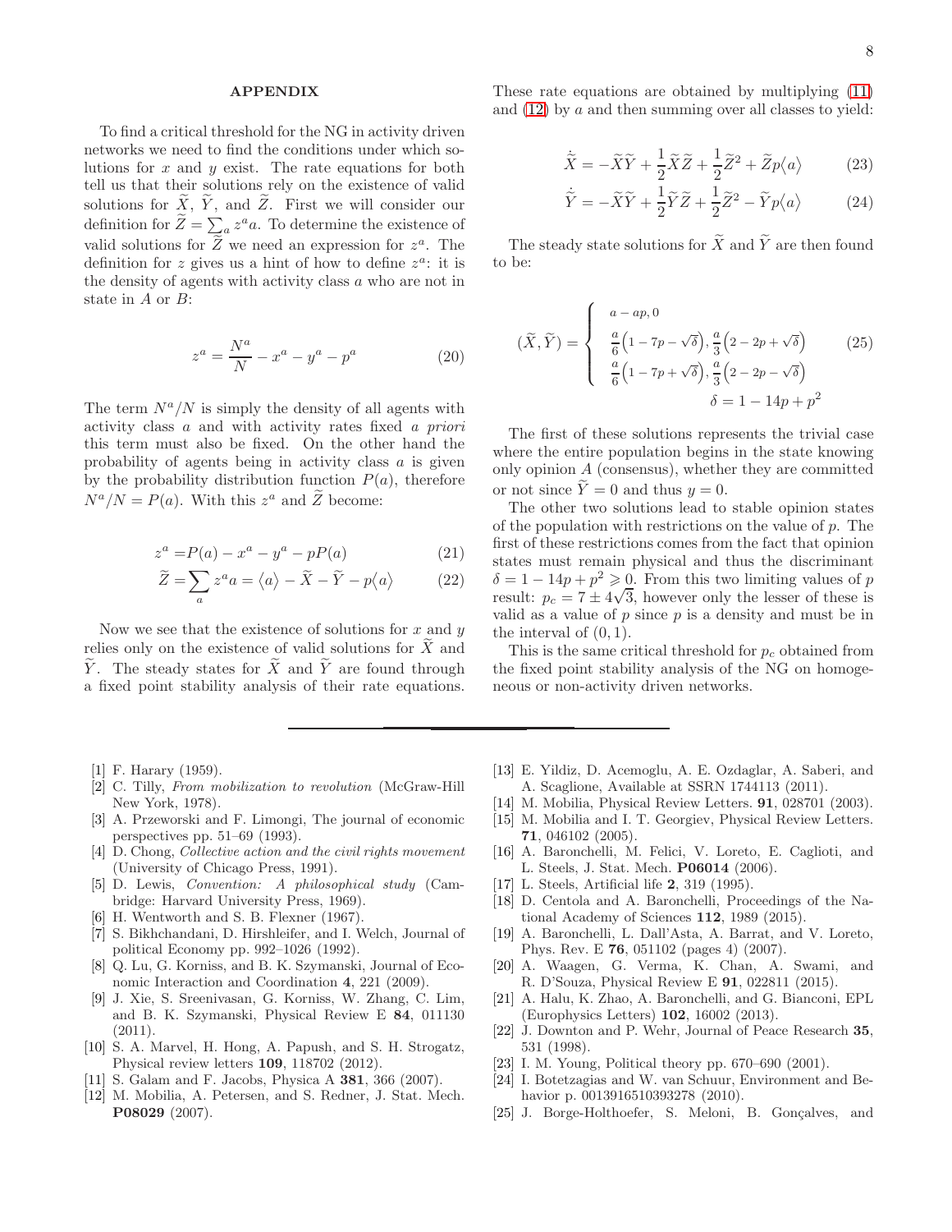## APPENDIX

To find a critical threshold for the NG in activity driven networks we need to find the conditions under which solutions for $x$ and $y$ exist. The rate equations for both tell us that their solutions rely on the existence of valid solutions for $\widetilde{X}$, $\widetilde{Y}$, and $\widetilde{Z}$. First we will consider our definition for $\widetilde{Z} = \sum_a z^a a$. To determine the existence of valid solutions for $\widetilde{Z}$ we need an expression for $z^a$. The definition for $z$ gives us a hint of how to define $z^a$: it is the density of agents with activity class $a$ who are not in state in $A$ or $B$:

$$z^a = \frac{N^a}{N} - x^a - y^a - p^a \tag{20}$$

The term $N^a/N$ is simply the density of all agents with activity class $a$ and with activity rates fixed *a priori* this term must also be fixed. On the other hand the probability of agents being in activity class $a$ is given by the probability distribution function $P(a)$, therefore $N^a/N = P(a)$. With this $z^a$ and $\widetilde{Z}$ become:

$$z^a = P(a) - x^a - y^a - pP(a) \tag{21}$$

$$\widetilde{Z} = \sum_a z^a a = \langle a \rangle - \widetilde{X} - \widetilde{Y} - p\langle a \rangle \tag{22}$$

Now we see that the existence of solutions for $x$ and $y$ relies only on the existence of valid solutions for $\widetilde{X}$ and $\widetilde{Y}$. The steady states for $\widetilde{X}$ and $\widetilde{Y}$ are found through a fixed point stability analysis of their rate equations. These rate equations are obtained by multiplying (11) and (12) by $a$ and then summing over all classes to yield:

$$\dot{\widetilde{X}} = -\widetilde{X}\widetilde{Y} + \frac{1}{2}\widetilde{X}\widetilde{Z} + \frac{1}{2}\widetilde{Z}^2 + \widetilde{Z}p\langle a \rangle \tag{23}$$

$$\dot{\widetilde{Y}} = -\widetilde{X}\widetilde{Y} + \frac{1}{2}\widetilde{Y}\widetilde{Z} + \frac{1}{2}\widetilde{Z}^2 - \widetilde{Y}p\langle a \rangle \tag{24}$$

The steady state solutions for $\widetilde{X}$ and $\widetilde{Y}$ are then found to be:

$$(\widetilde{X}, \widetilde{Y}) = \begin{cases} a - ap, 0 \\ \frac{a}{6}\left(1 - 7p - \sqrt{\delta}\right), \frac{a}{3}\left(2 - 2p + \sqrt{\delta}\right) \\ \frac{a}{6}\left(1 - 7p + \sqrt{\delta}\right), \frac{a}{3}\left(2 - 2p - \sqrt{\delta}\right) \end{cases} \tag{25}$$

$$\delta = 1 - 14p + p^2$$

The first of these solutions represents the trivial case where the entire population begins in the state knowing only opinion $A$ (consensus), whether they are committed or not since $\widetilde{Y} = 0$ and thus $y = 0$.

The other two solutions lead to stable opinion states of the population with restrictions on the value of $p$. The first of these restrictions comes from the fact that opinion states must remain physical and thus the discriminant $\delta = 1 - 14p + p^2 \geqslant 0$. From this two limiting values of $p$ result: $p_c = 7 \pm 4\sqrt{3}$, however only the lesser of these is valid as a value of $p$ since $p$ is a density and must be in the interval of $(0, 1)$.

This is the same critical threshold for $p_c$ obtained from the fixed point stability analysis of the NG on homogeneous or non-activity driven networks.

---

[1] F. Harary (1959).

[2] C. Tilly, *From mobilization to revolution* (McGraw-Hill New York, 1978).

[3] A. Przeworski and F. Limongi, The journal of economic perspectives pp. 51–69 (1993).

[4] D. Chong, *Collective action and the civil rights movement* (University of Chicago Press, 1991).

[5] D. Lewis, *Convention: A philosophical study* (Cambridge: Harvard University Press, 1969).

[6] H. Wentworth and S. B. Flexner (1967).

[7] S. Bikhchandani, D. Hirshleifer, and I. Welch, Journal of political Economy pp. 992–1026 (1992).

[8] Q. Lu, G. Korniss, and B. K. Szymanski, Journal of Economic Interaction and Coordination **4**, 221 (2009).

[9] J. Xie, S. Sreenivasan, G. Korniss, W. Zhang, C. Lim, and B. K. Szymanski, Physical Review E **84**, 011130 (2011).

[10] S. A. Marvel, H. Hong, A. Papush, and S. H. Strogatz, Physical review letters **109**, 118702 (2012).

[11] S. Galam and F. Jacobs, Physica A **381**, 366 (2007).

[12] M. Mobilia, A. Petersen, and S. Redner, J. Stat. Mech. **P08029** (2007).

[13] E. Yildiz, D. Acemoglu, A. E. Ozdaglar, A. Saberi, and A. Scaglione, Available at SSRN 1744113 (2011).

[14] M. Mobilia, Physical Review Letters. **91**, 028701 (2003).

[15] M. Mobilia and I. T. Georgiev, Physical Review Letters. **71**, 046102 (2005).

[16] A. Baronchelli, M. Felici, V. Loreto, E. Caglioti, and L. Steels, J. Stat. Mech. **P06014** (2006).

[17] L. Steels, Artificial life **2**, 319 (1995).

[18] D. Centola and A. Baronchelli, Proceedings of the National Academy of Sciences **112**, 1989 (2015).

[19] A. Baronchelli, L. Dall'Asta, A. Barrat, and V. Loreto, Phys. Rev. E **76**, 051102 (pages 4) (2007).

[20] A. Waagen, G. Verma, K. Chan, A. Swami, and R. D'Souza, Physical Review E **91**, 022811 (2015).

[21] A. Halu, K. Zhao, A. Baronchelli, and G. Bianconi, EPL (Europhysics Letters) **102**, 16002 (2013).

[22] J. Downton and P. Wehr, Journal of Peace Research **35**, 531 (1998).

[23] I. M. Young, Political theory pp. 670–690 (2001).

[24] I. Botetzagias and W. van Schuur, Environment and Behavior p. 0013916510393278 (2010).

[25] J. Borge-Holthoefer, S. Meloni, B. Gonçalves, and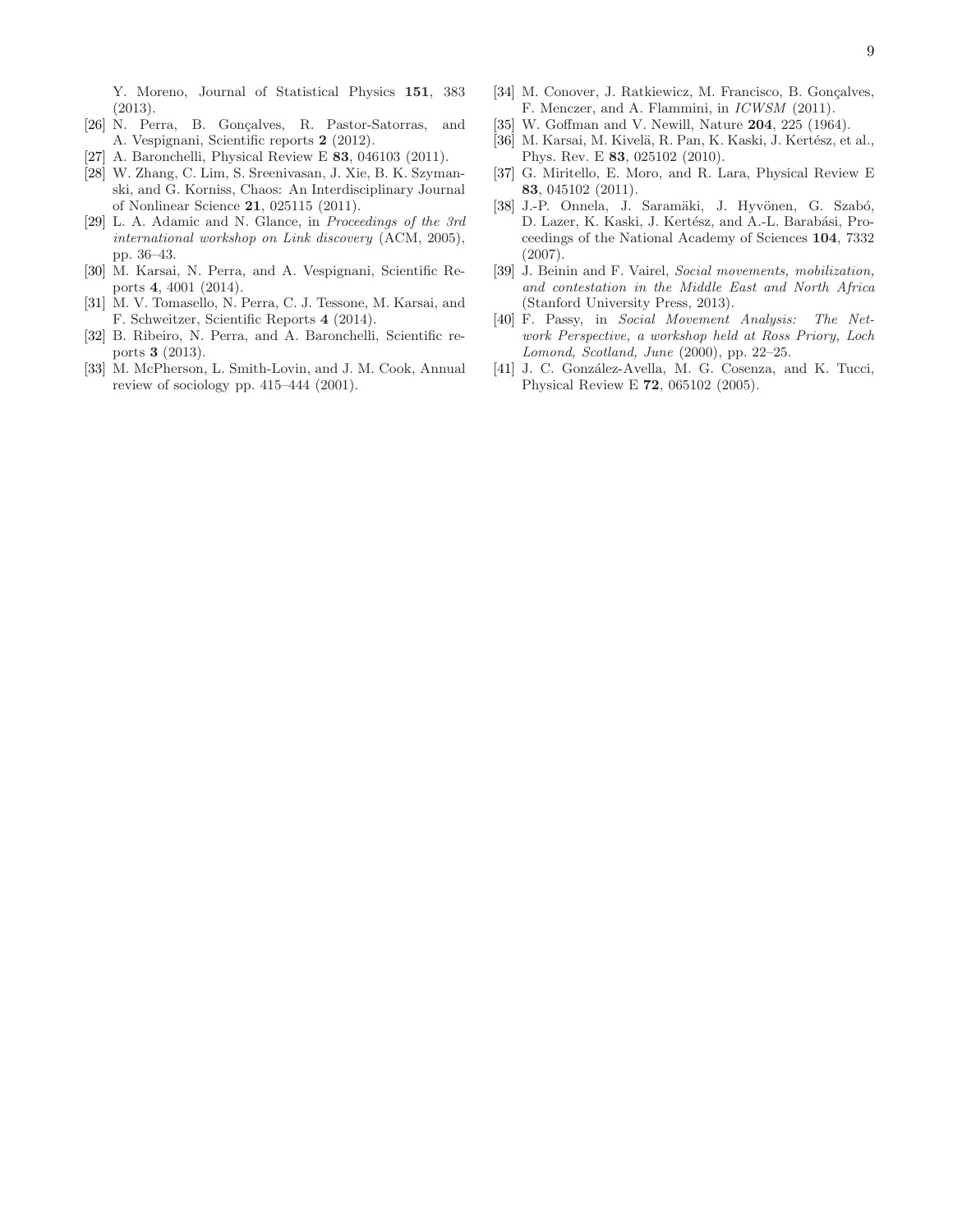Y. Moreno, Journal of Statistical Physics **151**, 383 (2013).

[26] N. Perra, B. Gonçalves, R. Pastor-Satorras, and A. Vespignani, Scientific reports **2** (2012).

[27] A. Baronchelli, Physical Review E **83**, 046103 (2011).

[28] W. Zhang, C. Lim, S. Sreenivasan, J. Xie, B. K. Szymanski, and G. Korniss, Chaos: An Interdisciplinary Journal of Nonlinear Science **21**, 025115 (2011).

[29] L. A. Adamic and N. Glance, in *Proceedings of the 3rd international workshop on Link discovery* (ACM, 2005), pp. 36–43.

[30] M. Karsai, N. Perra, and A. Vespignani, Scientific Reports **4**, 4001 (2014).

[31] M. V. Tomasello, N. Perra, C. J. Tessone, M. Karsai, and F. Schweitzer, Scientific Reports **4** (2014).

[32] B. Ribeiro, N. Perra, and A. Baronchelli, Scientific reports **3** (2013).

[33] M. McPherson, L. Smith-Lovin, and J. M. Cook, Annual review of sociology pp. 415–444 (2001).

[34] M. Conover, J. Ratkiewicz, M. Francisco, B. Gonçalves, F. Menczer, and A. Flammini, in *ICWSM* (2011).

[35] W. Goffman and V. Newill, Nature **204**, 225 (1964).

[36] M. Karsai, M. Kivelä, R. Pan, K. Kaski, J. Kertész, et al., Phys. Rev. E **83**, 025102 (2010).

[37] G. Miritello, E. Moro, and R. Lara, Physical Review E **83**, 045102 (2011).

[38] J.-P. Onnela, J. Saramäki, J. Hyvönen, G. Szabó, D. Lazer, K. Kaski, J. Kertész, and A.-L. Barabási, Proceedings of the National Academy of Sciences **104**, 7332 (2007).

[39] J. Beinin and F. Vairel, *Social movements, mobilization, and contestation in the Middle East and North Africa* (Stanford University Press, 2013).

[40] F. Passy, in *Social Movement Analysis: The Network Perspective, a workshop held at Ross Priory, Loch Lomond, Scotland, June* (2000), pp. 22–25.

[41] J. C. González-Avella, M. G. Cosenza, and K. Tucci, Physical Review E **72**, 065102 (2005).